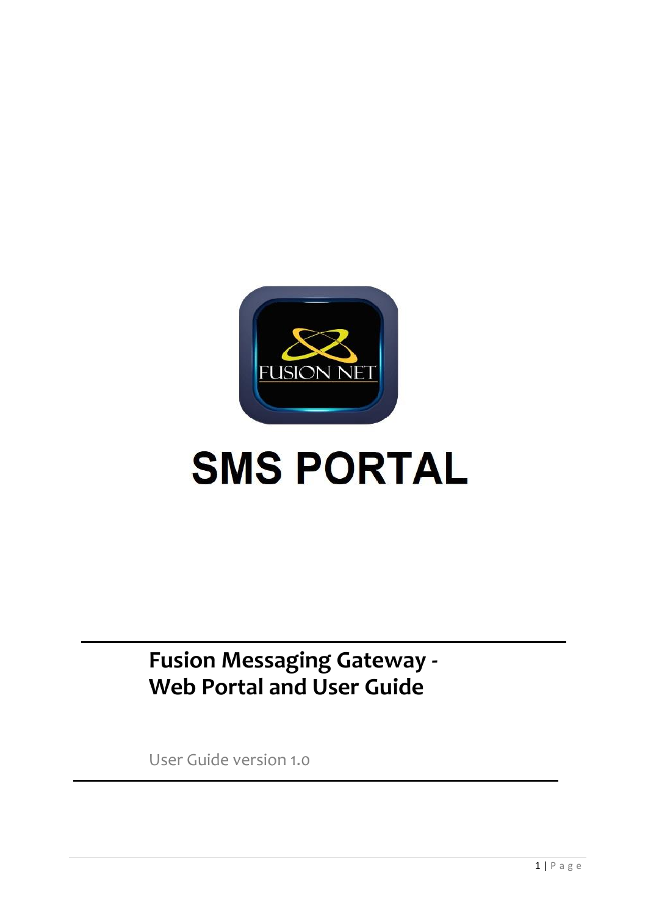FUSION NET

# SMS PORTAL

## Fusion Messaging Gateway - Web Portal and User Guide

User Guide version 1.0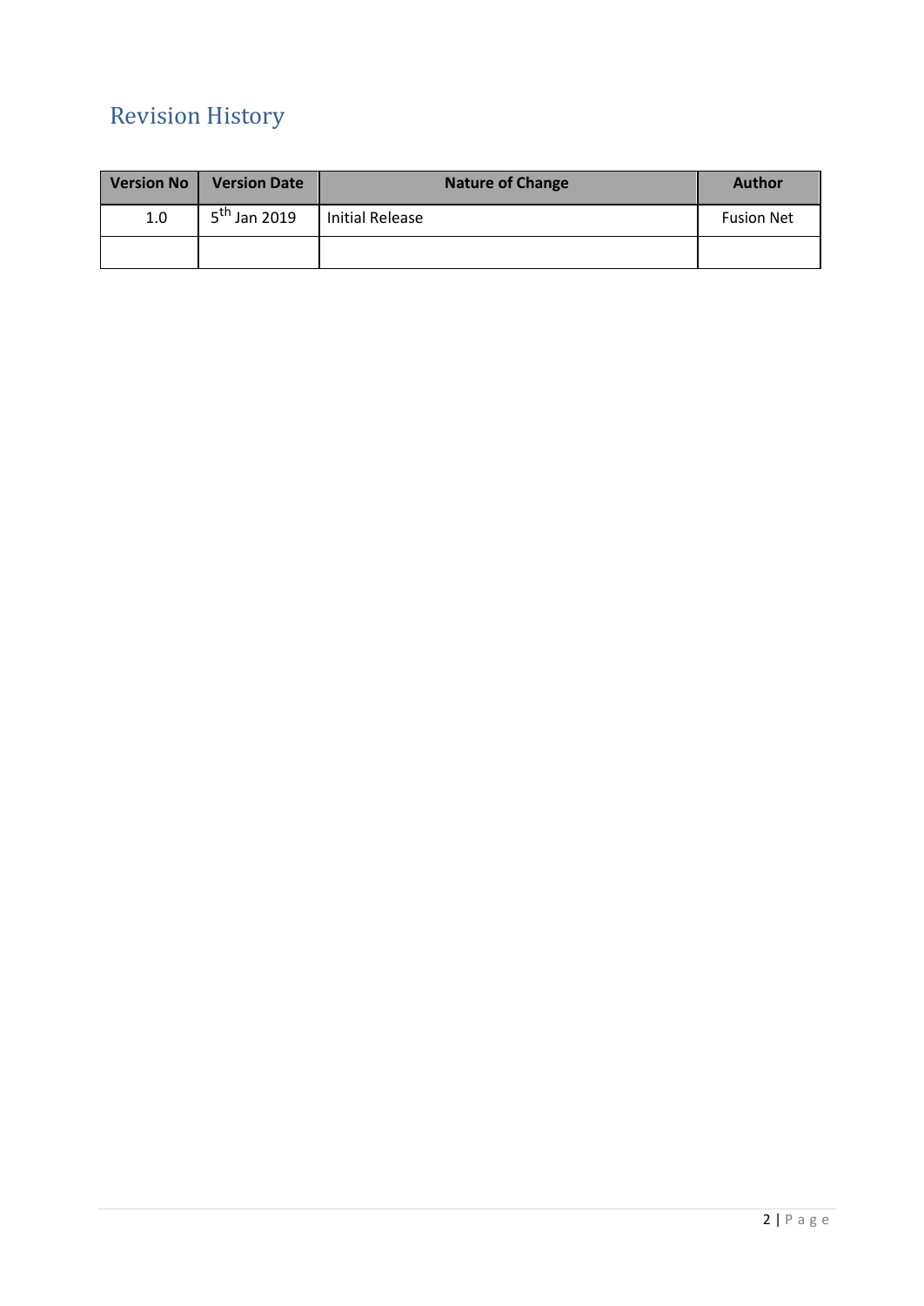# Revision History

| Version No | Version Date | Nature of Change | Author |
|---|---|---|---|
| 1.0 | 5th Jan 2019 | Initial Release | Fusion Net |
| | | | |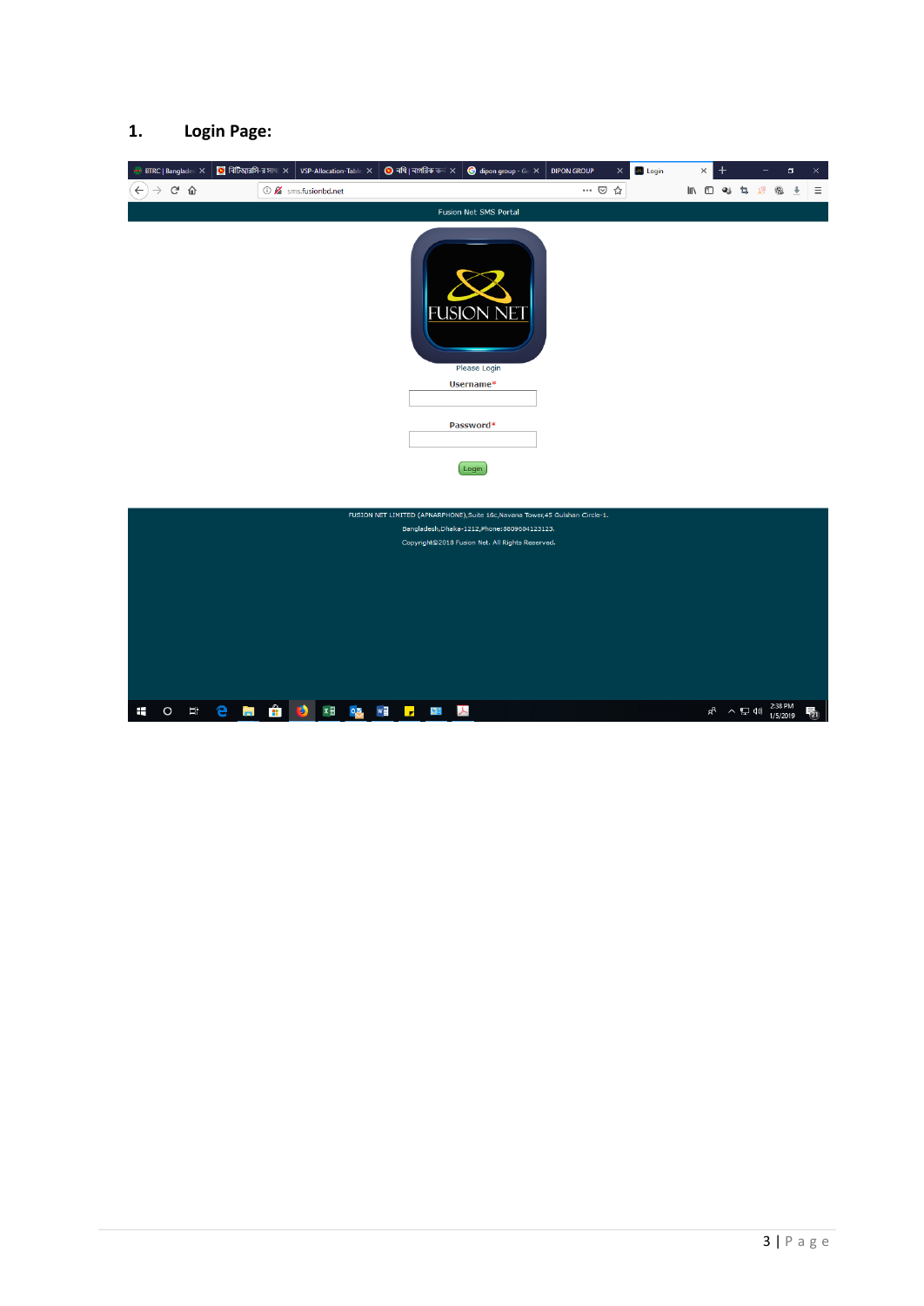## 1. Login Page:

Fusion Net SMS Portal

FUSION NET

Please Login

Username*

Password*

Login

FUSION NET LIMITED (APNARPHONE),Suite 16c,Navana Tower,45 Gulshan Circle-1.

Bangladesh,Dhaka-1212,Phone:8809604123123.

Copyright©2018 Fusion Net. All Rights Reserved.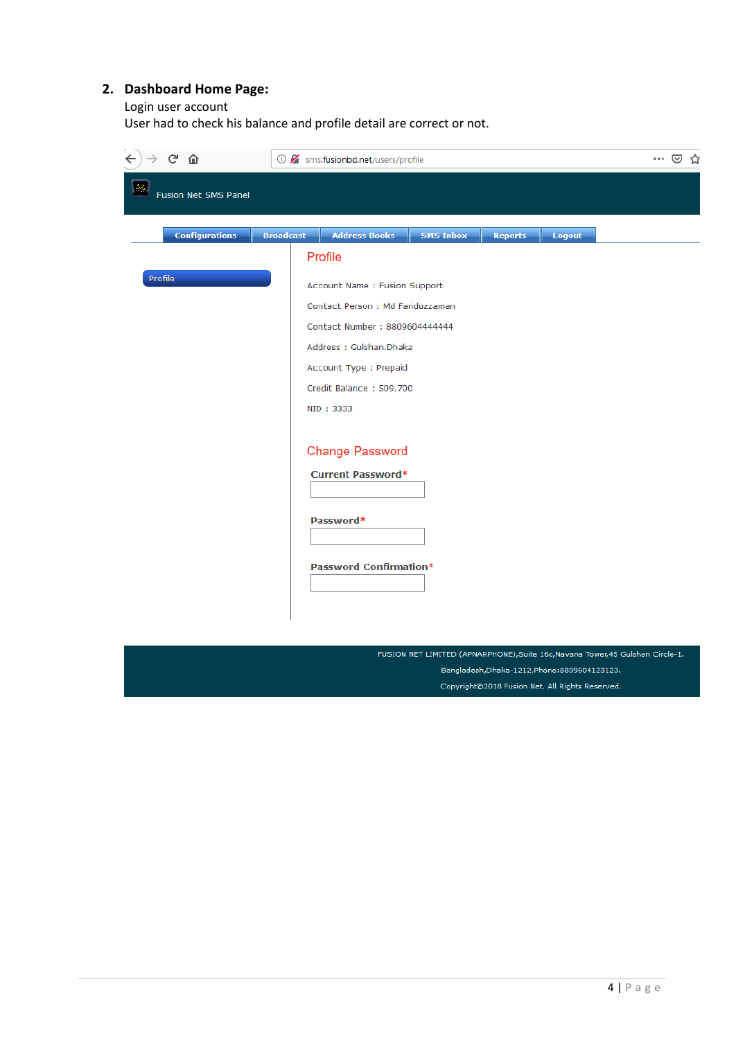## 2. Dashboard Home Page:

Login user account

User had to check his balance and profile detail are correct or not.

sms.fusionbd.net/users/profile

Fusion Net SMS Panel

Configurations | Broadcast | Address Books | SMS Inbox | Reports | Logout

Profile

### Profile

Account Name : Fusion Support

Contact Person : Md Fariduzzaman

Contact Number : 8809604444444

Address : Gulshan.Dhaka

Account Type : Prepaid

Credit Balance : 509.700

NID : 3333

### Change Password

**Current Password***

**Password***

**Password Confirmation***

FUSION NET LIMITED (APNARPHONE),Suite 16c,Navana Tower,45 Gulshan Circle-1. Bangladesh,Dhaka-1212,Phone:8809604123123. Copyright©2018 Fusion Net. All Rights Reserved.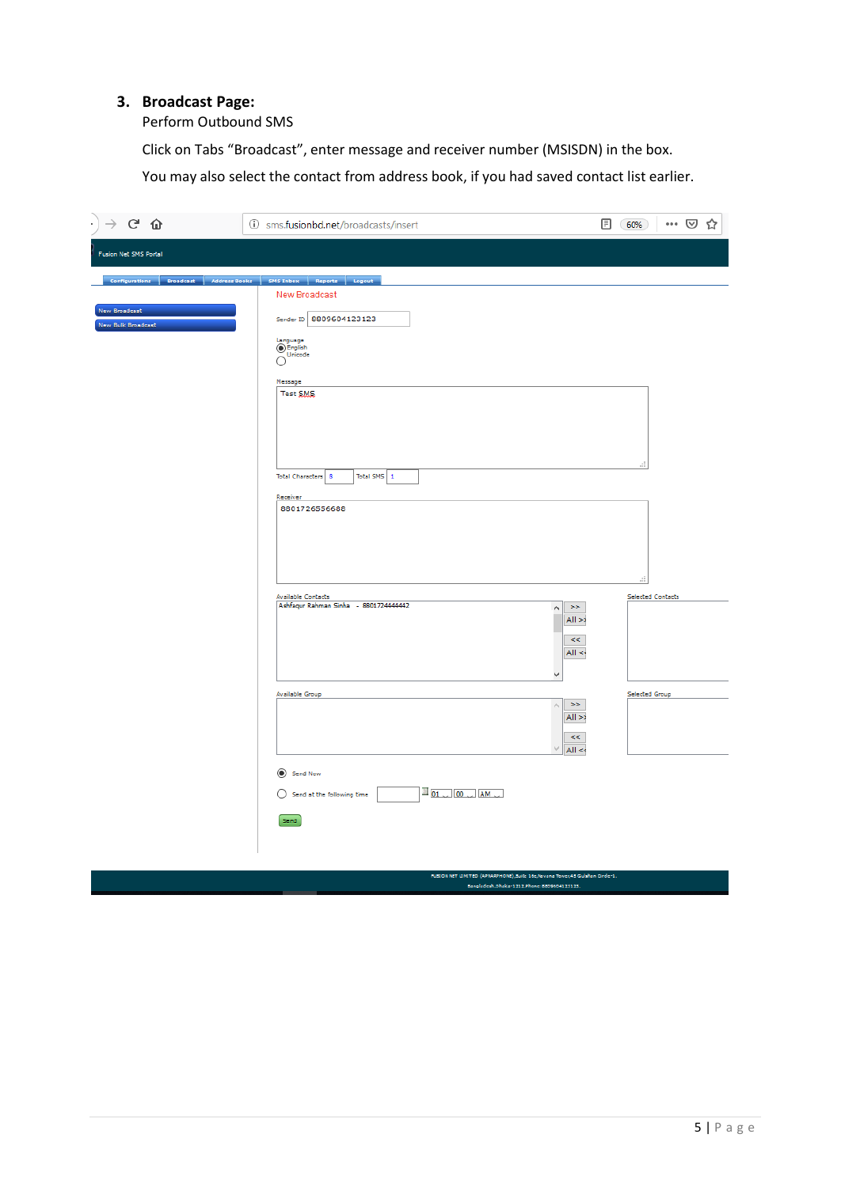## 3. Broadcast Page:

Perform Outbound SMS

Click on Tabs “Broadcast”, enter message and receiver number (MSISDN) in the box.

You may also select the contact from address book, if you had saved contact list earlier.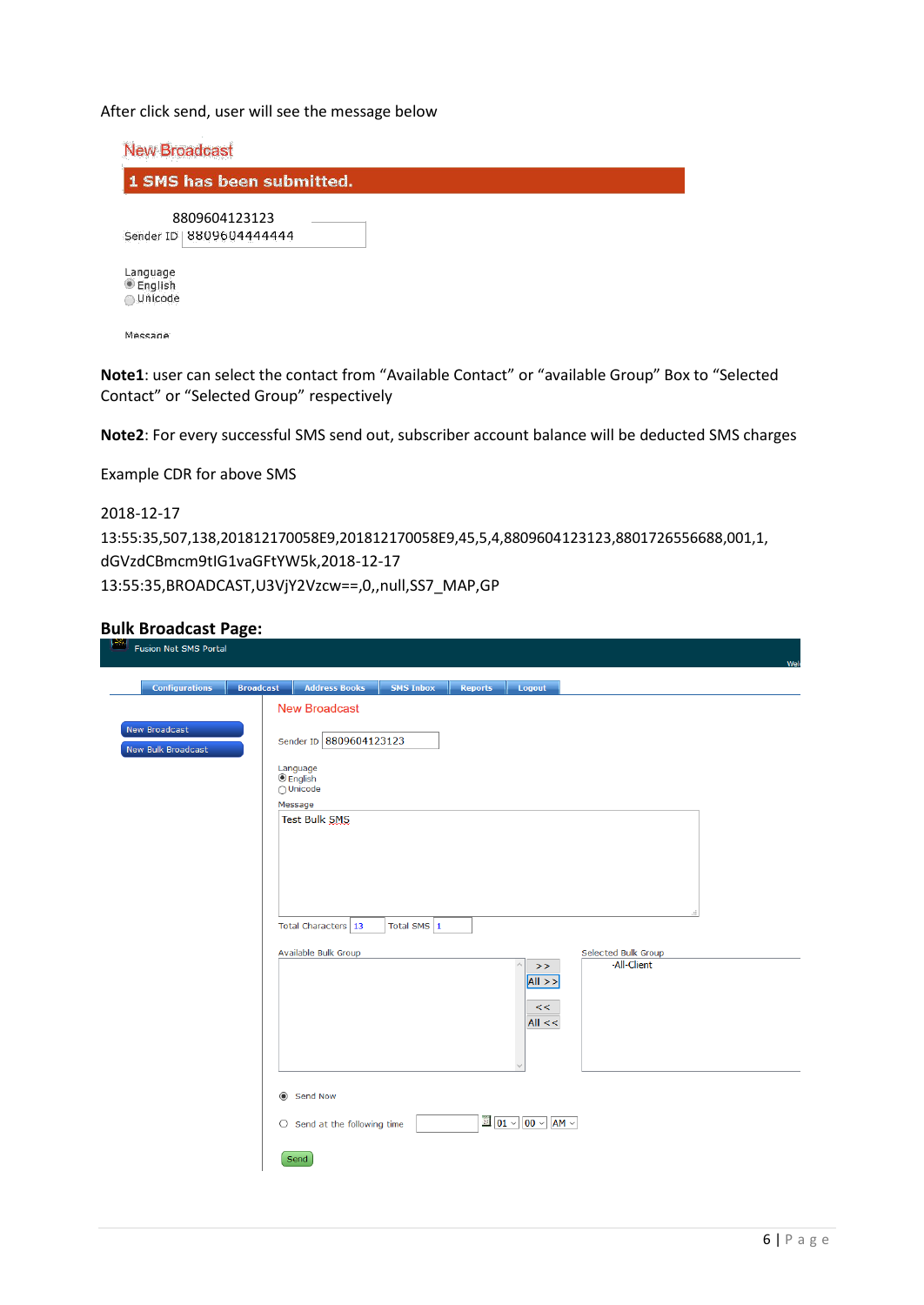After click send, user will see the message below

New Broadcast

1 SMS has been submitted.

8809604123123

Sender ID 8809604444444

Language
English
Unicode

Message

**Note1**: user can select the contact from “Available Contact” or “available Group” Box to “Selected Contact” or “Selected Group” respectively

**Note2**: For every successful SMS send out, subscriber account balance will be deducted SMS charges

Example CDR for above SMS

2018-12-17
13:55:35,507,138,201812170058E9,201812170058E9,45,5,4,8809604123123,8801726556688,001,1,
dGVzdCBmcm9tIG1vaGFtYW5k,2018-12-17
13:55:35,BROADCAST,U3VjY2Vzcw==,0,,null,SS7_MAP,GP

**Bulk Broadcast Page:**

Fusion Net SMS Portal

Configurations | Broadcast | Address Books | SMS Inbox | Reports | Logout

New Broadcast
New Bulk Broadcast

New Broadcast

Sender ID 8809604123123

Language
English
Unicode

Message
Test Bulk SMS

Total Characters 13 Total SMS 1

Available Bulk Group

>>
All >>
<<
All <<

Selected Bulk Group
-All-Client

Send Now

Send at the following time 01 00 AM

Send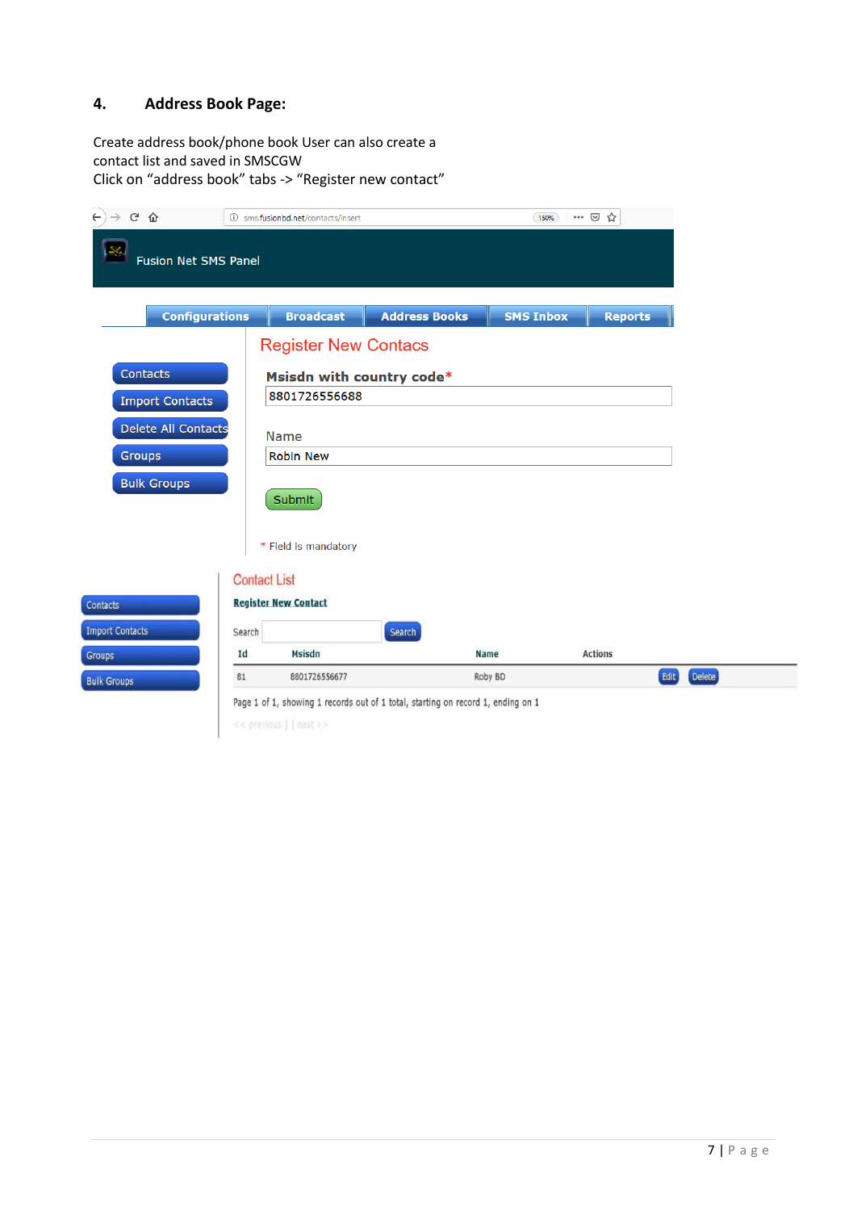## 4. Address Book Page:

Create address book/phone book User can also create a contact list and saved in SMSCGW
Click on "address book" tabs -> "Register new contact"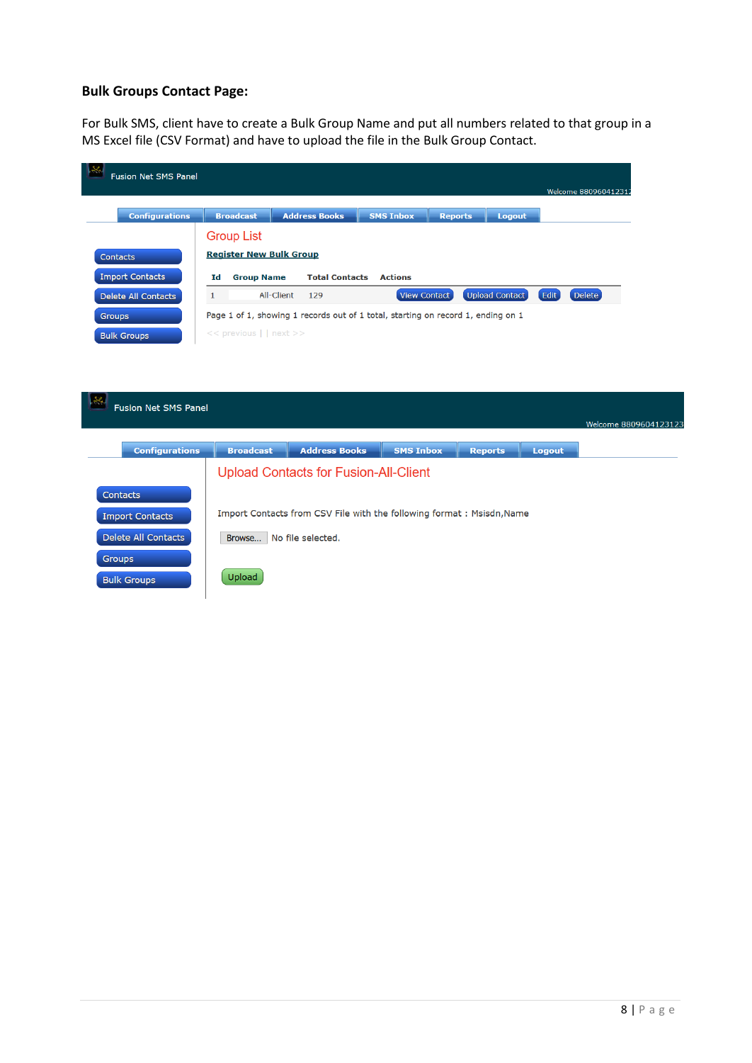**Bulk Groups Contact Page:**

For Bulk SMS, client have to create a Bulk Group Name and put all numbers related to that group in a MS Excel file (CSV Format) and have to upload the file in the Bulk Group Contact.

Fusion Net SMS Panel

Welcome 880960412312

Configurations | Broadcast | Address Books | SMS Inbox | Reports | Logout

- Contacts
- Import Contacts
- Delete All Contacts
- Groups
- Bulk Groups

Group List

Register New Bulk Group

| Id | Group Name | Total Contacts | Actions |
|---|---|---|---|
| 1 | All-Client | 129 | View Contact Upload Contact Edit Delete |

Page 1 of 1, showing 1 records out of 1 total, starting on record 1, ending on 1

<< previous | | next >>

Fusion Net SMS Panel

Welcome 8809604123123

Configurations | Broadcast | Address Books | SMS Inbox | Reports | Logout

- Contacts
- Import Contacts
- Delete All Contacts
- Groups
- Bulk Groups

Upload Contacts for Fusion-All-Client

Import Contacts from CSV File with the following format : Msisdn,Name

Browse... No file selected.

Upload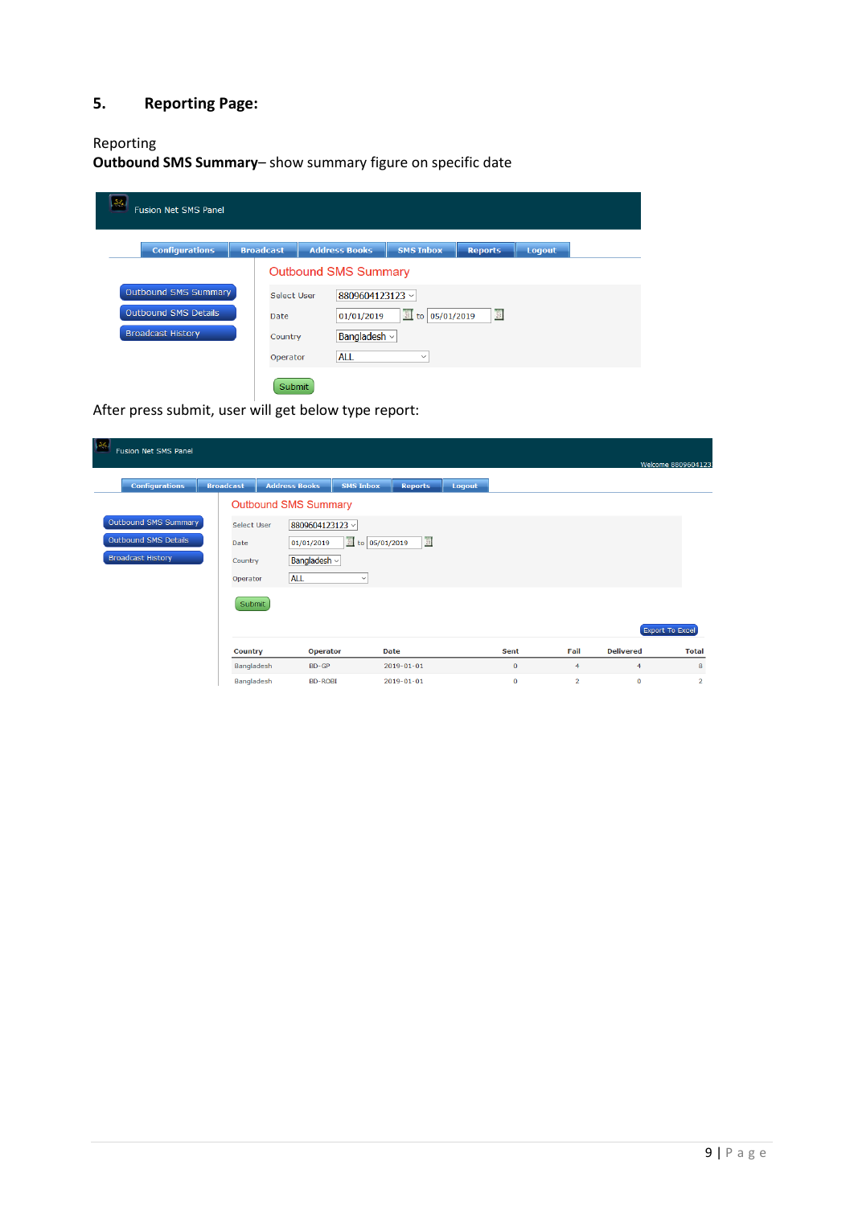## 5. Reporting Page:

Reporting

**Outbound SMS Summary**– show summary figure on specific date

Fusion Net SMS Panel

Configurations | Broadcast | Address Books | SMS Inbox | Reports | Logout

Outbound SMS Summary

Outbound SMS Details

Broadcast History

Outbound SMS Summary

Select User: 8809604123123

Date: 01/01/2019 to 05/01/2019

Country: Bangladesh

Operator: ALL

Submit

After press submit, user will get below type report:

Fusion Net SMS Panel

Welcome 8809604123

Configurations | Broadcast | Address Books | SMS Inbox | Reports | Logout

Outbound SMS Summary

Outbound SMS Details

Broadcast History

Outbound SMS Summary

Select User: 8809604123123

Date: 01/01/2019 to 05/01/2019

Country: Bangladesh

Operator: ALL

Submit

Export To Excel

| Country | Operator | Date | Sent | Fail | Delivered | Total |
|---|---|---|---|---|---|---|
| Bangladesh | BD-GP | 2019-01-01 | 0 | 4 | 4 | 8 |
| Bangladesh | BD-ROBI | 2019-01-01 | 0 | 2 | 0 | 2 |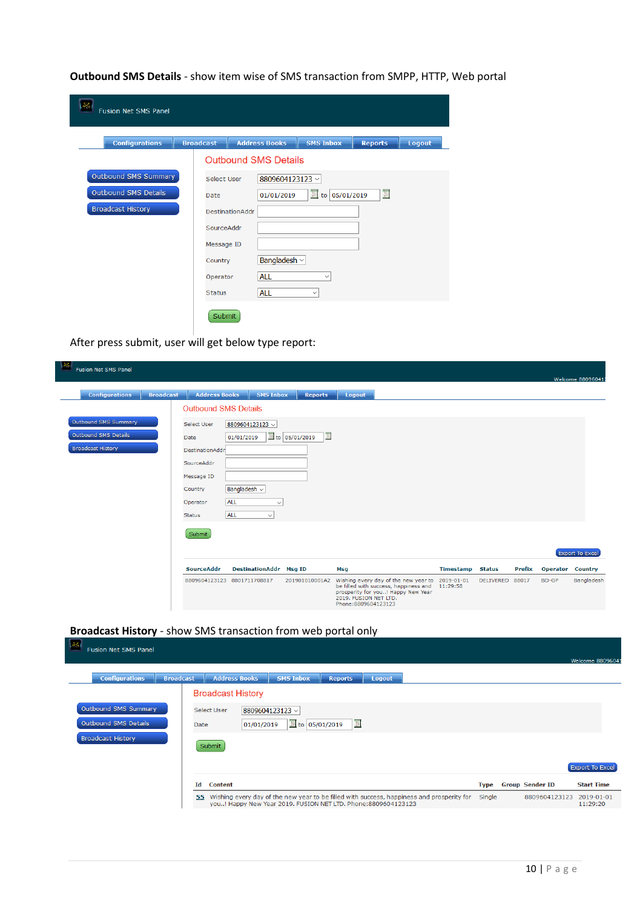**Outbound SMS Details** - show item wise of SMS transaction from SMPP, HTTP, Web portal

Fusion Net SMS Panel

Configurations | Broadcast | Address Books | SMS Inbox | Reports | Logout

Outbound SMS Summary
Outbound SMS Details
Broadcast History

Outbound SMS Details

Select User: 8809604123123
Date: 01/01/2019 to 05/01/2019
DestinationAddr
SourceAddr
Message ID
Country: Bangladesh
Operator: ALL
Status: ALL

Submit

After press submit, user will get below type report:

Fusion Net SMS Panel

Welcome 88096041

Configurations | Broadcast | Address Books | SMS Inbox | Reports | Logout

Outbound SMS Summary
Outbound SMS Details
Broadcast History

Outbound SMS Details

Select User: 8809604123123
Date: 01/01/2019 to 05/01/2019
DestinationAddr
SourceAddr
Message ID
Country: Bangladesh
Operator: ALL
Status: ALL

Submit

Export To Excel

| SourceAddr | DestinationAddr | Msg ID | Msg | Timestamp | Status | Prefix | Operator | Country |
|---|---|---|---|---|---|---|---|---|
| 8809604123123 | 8801711708817 | 201901010001A2 | Wishing every day of the new year to be filled with success, happiness and prosperity for you..! Happy New Year 2019. FUSION NET LTD. Phone:8809604123123 | 2019-01-01 11:29:58 | DELIVERED | 88017 | BD-GP | Bangladesh |

**Broadcast History** - show SMS transaction from web portal only

Fusion Net SMS Panel

Welcome 8809604

Configurations | Broadcast | Address Books | SMS Inbox | Reports | Logout

Outbound SMS Summary
Outbound SMS Details
Broadcast History

Broadcast History

Select User: 8809604123123
Date: 01/01/2019 to 05/01/2019

Submit

Export To Excel

| Id | Content | Type | Group | Sender ID | Start Time |
|---|---|---|---|---|---|
| 55 | Wishing every day of the new year to be filled with success, happiness and prosperity for you..! Happy New Year 2019. FUSION NET LTD. Phone:8809604123123 | Single | | 8809604123123 | 2019-01-01 11:29:20 |